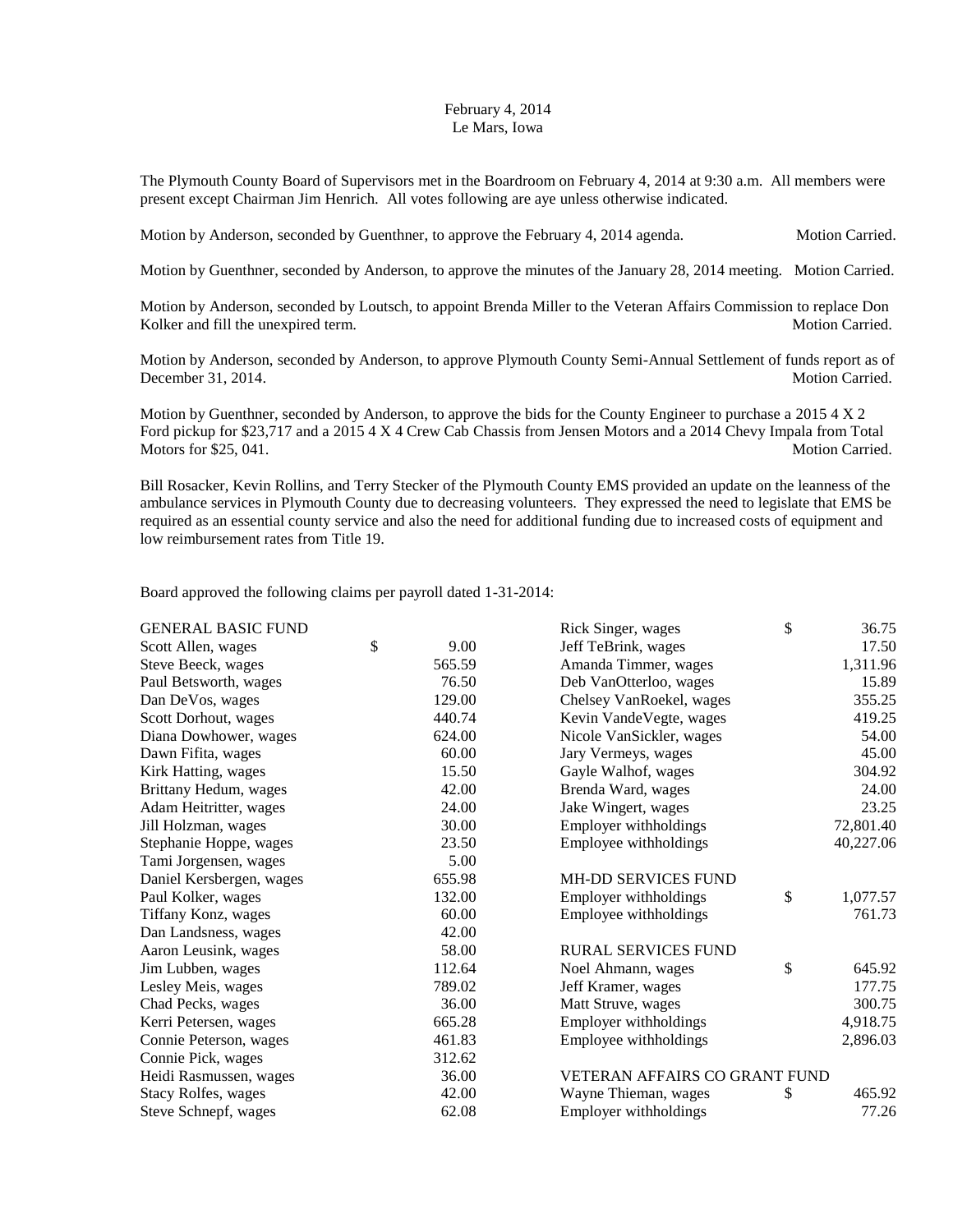February 4, 2014
Le Mars, Iowa

The Plymouth County Board of Supervisors met in the Boardroom on February 4, 2014 at 9:30 a.m. All members were present except Chairman Jim Henrich. All votes following are aye unless otherwise indicated.

Motion by Anderson, seconded by Guenthner, to approve the February 4, 2014 agenda. Motion Carried.

Motion by Guenthner, seconded by Anderson, to approve the minutes of the January 28, 2014 meeting. Motion Carried.

Motion by Anderson, seconded by Loutsch, to appoint Brenda Miller to the Veteran Affairs Commission to replace Don Kolker and fill the unexpired term. Motion Carried.

Motion by Anderson, seconded by Anderson, to approve Plymouth County Semi-Annual Settlement of funds report as of December 31, 2014. Motion Carried.

Motion by Guenthner, seconded by Anderson, to approve the bids for the County Engineer to purchase a 2015 4 X 2 Ford pickup for $23,717 and a 2015 4 X 4 Crew Cab Chassis from Jensen Motors and a 2014 Chevy Impala from Total Motors for $25, 041. Motion Carried.

Bill Rosacker, Kevin Rollins, and Terry Stecker of the Plymouth County EMS provided an update on the leanness of the ambulance services in Plymouth County due to decreasing volunteers. They expressed the need to legislate that EMS be required as an essential county service and also the need for additional funding due to increased costs of equipment and low reimbursement rates from Title 19.

Board approved the following claims per payroll dated 1-31-2014:

| | |
|---|---|
| GENERAL BASIC FUND | |
| Scott Allen, wages | $ 9.00 |
| Steve Beeck, wages | 565.59 |
| Paul Betsworth, wages | 76.50 |
| Dan DeVos, wages | 129.00 |
| Scott Dorhout, wages | 440.74 |
| Diana Dowhower, wages | 624.00 |
| Dawn Fifita, wages | 60.00 |
| Kirk Hatting, wages | 15.50 |
| Brittany Hedum, wages | 42.00 |
| Adam Heitritter, wages | 24.00 |
| Jill Holzman, wages | 30.00 |
| Stephanie Hoppe, wages | 23.50 |
| Tami Jorgensen, wages | 5.00 |
| Daniel Kersbergen, wages | 655.98 |
| Paul Kolker, wages | 132.00 |
| Tiffany Konz, wages | 60.00 |
| Dan Landsness, wages | 42.00 |
| Aaron Leusink, wages | 58.00 |
| Jim Lubben, wages | 112.64 |
| Lesley Meis, wages | 789.02 |
| Chad Pecks, wages | 36.00 |
| Kerri Petersen, wages | 665.28 |
| Connie Peterson, wages | 461.83 |
| Connie Pick, wages | 312.62 |
| Heidi Rasmussen, wages | 36.00 |
| Stacy Rolfes, wages | 42.00 |
| Steve Schnepf, wages | 62.08 |
| Rick Singer, wages | $ 36.75 |
| Jeff TeBrink, wages | 17.50 |
| Amanda Timmer, wages | 1,311.96 |
| Deb VanOtterloo, wages | 15.89 |
| Chelsey VanRoekel, wages | 355.25 |
| Kevin VandeVegte, wages | 419.25 |
| Nicole VanSickler, wages | 54.00 |
| Jary Vermeys, wages | 45.00 |
| Gayle Walhof, wages | 304.92 |
| Brenda Ward, wages | 24.00 |
| Jake Wingert, wages | 23.25 |
| Employer withholdings | 72,801.40 |
| Employee withholdings | 40,227.06 |
| | |
| MH-DD SERVICES FUND | |
| Employer withholdings | $ 1,077.57 |
| Employee withholdings | 761.73 |
| | |
| RURAL SERVICES FUND | |
| Noel Ahmann, wages | $ 645.92 |
| Jeff Kramer, wages | 177.75 |
| Matt Struve, wages | 300.75 |
| Employer withholdings | 4,918.75 |
| Employee withholdings | 2,896.03 |
| | |
| VETERAN AFFAIRS CO GRANT FUND | |
| Wayne Thieman, wages | $ 465.92 |
| Employer withholdings | 77.26 |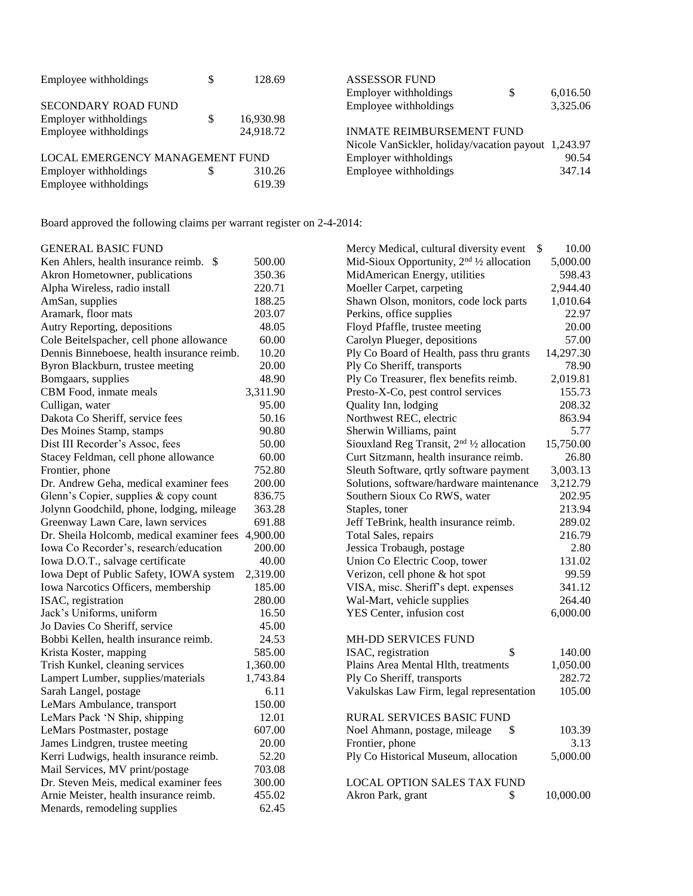| | | |
|---|---|---|
| Employee withholdings | $ | 128.69 |

**SECONDARY ROAD FUND**

| | | |
|---|---|---|
| Employer withholdings | $ | 16,930.98 |
| Employee withholdings | | 24,918.72 |

**LOCAL EMERGENCY MANAGEMENT FUND**

| | | |
|---|---|---|
| Employer withholdings | $ | 310.26 |
| Employee withholdings | | 619.39 |

**ASSESSOR FUND**

| | | |
|---|---|---|
| Employer withholdings | $ | 6,016.50 |
| Employee withholdings | | 3,325.06 |

**INMATE REIMBURSEMENT FUND**

| | | |
|---|---|---|
| Nicole VanSickler, holiday/vacation payout | | 1,243.97 |
| Employer withholdings | | 90.54 |
| Employee withholdings | | 347.14 |

Board approved the following claims per warrant register on 2-4-2014:

**GENERAL BASIC FUND**

| | | |
|---|---|---|
| Ken Ahlers, health insurance reimb. | $ | 500.00 |
| Akron Hometowner, publications | | 350.36 |
| Alpha Wireless, radio install | | 220.71 |
| AmSan, supplies | | 188.25 |
| Aramark, floor mats | | 203.07 |
| Autry Reporting, depositions | | 48.05 |
| Cole Beitelspacher, cell phone allowance | | 60.00 |
| Dennis Binneboese, health insurance reimb. | | 10.20 |
| Byron Blackburn, trustee meeting | | 20.00 |
| Bomgaars, supplies | | 48.90 |
| CBM Food, inmate meals | | 3,311.90 |
| Culligan, water | | 95.00 |
| Dakota Co Sheriff, service fees | | 50.16 |
| Des Moines Stamp, stamps | | 90.80 |
| Dist III Recorder's Assoc, fees | | 50.00 |
| Stacey Feldman, cell phone allowance | | 60.00 |
| Frontier, phone | | 752.80 |
| Dr. Andrew Geha, medical examiner fees | | 200.00 |
| Glenn's Copier, supplies & copy count | | 836.75 |
| Jolynn Goodchild, phone, lodging, mileage | | 363.28 |
| Greenway Lawn Care, lawn services | | 691.88 |
| Dr. Sheila Holcomb, medical examiner fees | | 4,900.00 |
| Iowa Co Recorder's, research/education | | 200.00 |
| Iowa D.O.T., salvage certificate | | 40.00 |
| Iowa Dept of Public Safety, IOWA system | | 2,319.00 |
| Iowa Narcotics Officers, membership | | 185.00 |
| ISAC, registration | | 280.00 |
| Jack's Uniforms, uniform | | 16.50 |
| Jo Davies Co Sheriff, service | | 45.00 |
| Bobbi Kellen, health insurance reimb. | | 24.53 |
| Krista Koster, mapping | | 585.00 |
| Trish Kunkel, cleaning services | | 1,360.00 |
| Lampert Lumber, supplies/materials | | 1,743.84 |
| Sarah Langel, postage | | 6.11 |
| LeMars Ambulance, transport | | 150.00 |
| LeMars Pack 'N Ship, shipping | | 12.01 |
| LeMars Postmaster, postage | | 607.00 |
| James Lindgren, trustee meeting | | 20.00 |
| Kerri Ludwigs, health insurance reimb. | | 52.20 |
| Mail Services, MV print/postage | | 703.08 |
| Dr. Steven Meis, medical examiner fees | | 300.00 |
| Arnie Meister, health insurance reimb. | | 455.02 |
| Menards, remodeling supplies | | 62.45 |
| Mercy Medical, cultural diversity event | $ | 10.00 |
| Mid-Sioux Opportunity, 2nd ½ allocation | | 5,000.00 |
| MidAmerican Energy, utilities | | 598.43 |
| Moeller Carpet, carpeting | | 2,944.40 |
| Shawn Olson, monitors, code lock parts | | 1,010.64 |
| Perkins, office supplies | | 22.97 |
| Floyd Pfaffle, trustee meeting | | 20.00 |
| Carolyn Plueger, depositions | | 57.00 |
| Ply Co Board of Health, pass thru grants | | 14,297.30 |
| Ply Co Sheriff, transports | | 78.90 |
| Ply Co Treasurer, flex benefits reimb. | | 2,019.81 |
| Presto-X-Co, pest control services | | 155.73 |
| Quality Inn, lodging | | 208.32 |
| Northwest REC, electric | | 863.94 |
| Sherwin Williams, paint | | 5.77 |
| Siouxland Reg Transit, 2nd ½ allocation | | 15,750.00 |
| Curt Sitzmann, health insurance reimb. | | 26.80 |
| Sleuth Software, qrtly software payment | | 3,003.13 |
| Solutions, software/hardware maintenance | | 3,212.79 |
| Southern Sioux Co RWS, water | | 202.95 |
| Staples, toner | | 213.94 |
| Jeff TeBrink, health insurance reimb. | | 289.02 |
| Total Sales, repairs | | 216.79 |
| Jessica Trobaugh, postage | | 2.80 |
| Union Co Electric Coop, tower | | 131.02 |
| Verizon, cell phone & hot spot | | 99.59 |
| VISA, misc. Sheriff's dept. expenses | | 341.12 |
| Wal-Mart, vehicle supplies | | 264.40 |
| YES Center, infusion cost | | 6,000.00 |

**MH-DD SERVICES FUND**

| | | |
|---|---|---|
| ISAC, registration | $ | 140.00 |
| Plains Area Mental Hlth, treatments | | 1,050.00 |
| Ply Co Sheriff, transports | | 282.72 |
| Vakulskas Law Firm, legal representation | | 105.00 |

**RURAL SERVICES BASIC FUND**

| | | |
|---|---|---|
| Noel Ahmann, postage, mileage | $ | 103.39 |
| Frontier, phone | | 3.13 |
| Ply Co Historical Museum, allocation | | 5,000.00 |

**LOCAL OPTION SALES TAX FUND**

| | | |
|---|---|---|
| Akron Park, grant | $ | 10,000.00 |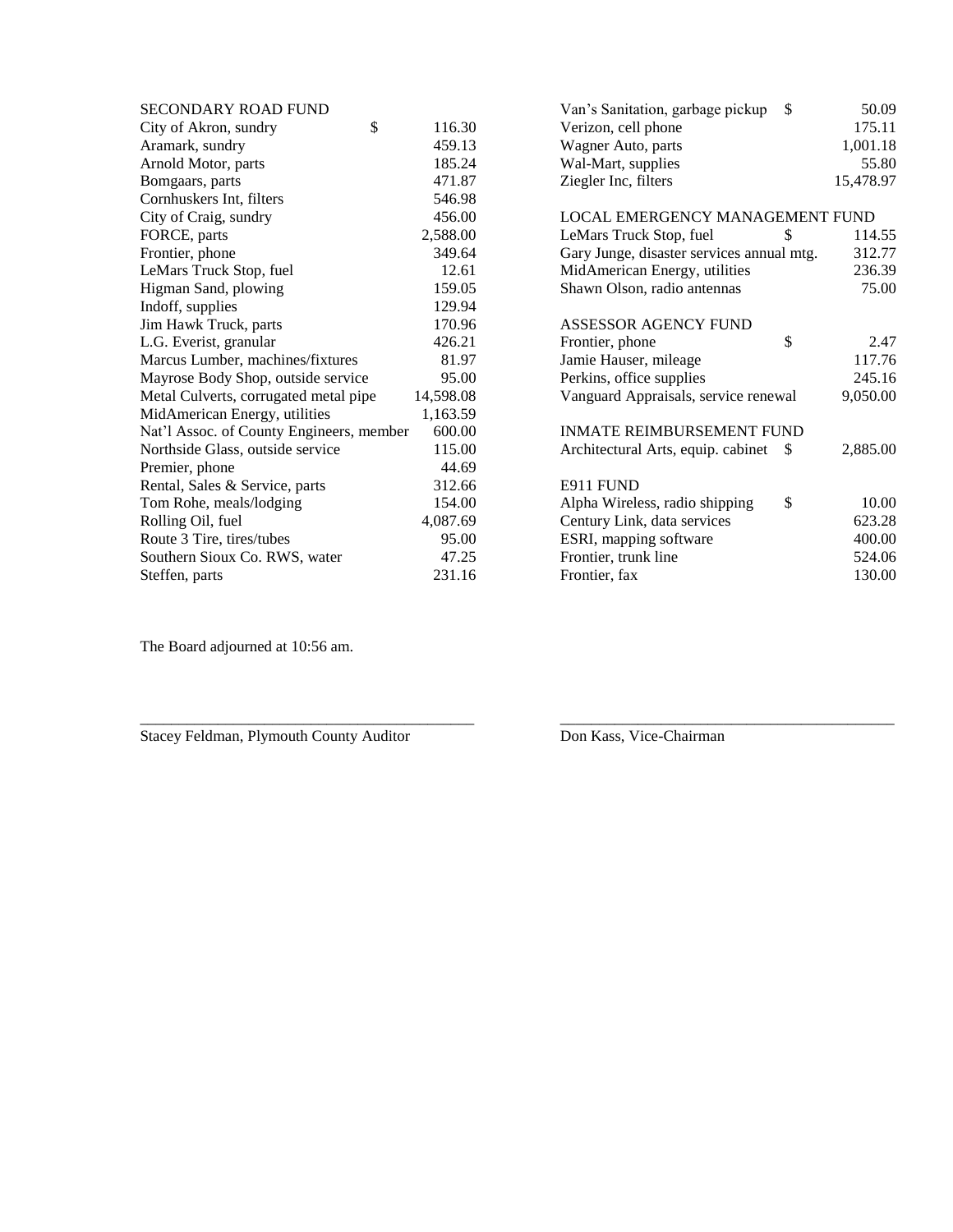SECONDARY ROAD FUND

| | | |
|---|---|---|
| City of Akron, sundry | $ | 116.30 |
| Aramark, sundry | | 459.13 |
| Arnold Motor, parts | | 185.24 |
| Bomgaars, parts | | 471.87 |
| Cornhuskers Int, filters | | 546.98 |
| City of Craig, sundry | | 456.00 |
| FORCE, parts | | 2,588.00 |
| Frontier, phone | | 349.64 |
| LeMars Truck Stop, fuel | | 12.61 |
| Higman Sand, plowing | | 159.05 |
| Indoff, supplies | | 129.94 |
| Jim Hawk Truck, parts | | 170.96 |
| L.G. Everist, granular | | 426.21 |
| Marcus Lumber, machines/fixtures | | 81.97 |
| Mayrose Body Shop, outside service | | 95.00 |
| Metal Culverts, corrugated metal pipe | | 14,598.08 |
| MidAmerican Energy, utilities | | 1,163.59 |
| Nat'l Assoc. of County Engineers, member | | 600.00 |
| Northside Glass, outside service | | 115.00 |
| Premier, phone | | 44.69 |
| Rental, Sales & Service, parts | | 312.66 |
| Tom Rohe, meals/lodging | | 154.00 |
| Rolling Oil, fuel | | 4,087.69 |
| Route 3 Tire, tires/tubes | | 95.00 |
| Southern Sioux Co. RWS, water | | 47.25 |
| Steffen, parts | | 231.16 |
| Van's Sanitation, garbage pickup | $ | 50.09 |
| Verizon, cell phone | | 175.11 |
| Wagner Auto, parts | | 1,001.18 |
| Wal-Mart, supplies | | 55.80 |
| Ziegler Inc, filters | | 15,478.97 |

LOCAL EMERGENCY MANAGEMENT FUND

| | | |
|---|---|---|
| LeMars Truck Stop, fuel | $ | 114.55 |
| Gary Junge, disaster services annual mtg. | | 312.77 |
| MidAmerican Energy, utilities | | 236.39 |
| Shawn Olson, radio antennas | | 75.00 |

ASSESSOR AGENCY FUND

| | | |
|---|---|---|
| Frontier, phone | $ | 2.47 |
| Jamie Hauser, mileage | | 117.76 |
| Perkins, office supplies | | 245.16 |
| Vanguard Appraisals, service renewal | | 9,050.00 |

INMATE REIMBURSEMENT FUND

| | | |
|---|---|---|
| Architectural Arts, equip. cabinet | $ | 2,885.00 |

E911 FUND

| | | |
|---|---|---|
| Alpha Wireless, radio shipping | $ | 10.00 |
| Century Link, data services | | 623.28 |
| ESRI, mapping software | | 400.00 |
| Frontier, trunk line | | 524.06 |
| Frontier, fax | | 130.00 |

The Board adjourned at 10:56 am.

\_\_\_\_\_\_\_\_\_\_\_\_\_\_\_\_\_\_\_\_\_\_\_\_\_\_\_\_\_\_\_\_\_\_\_\_\_\_\_\_\_\_
Stacey Feldman, Plymouth County Auditor

\_\_\_\_\_\_\_\_\_\_\_\_\_\_\_\_\_\_\_\_\_\_\_\_\_\_\_\_\_\_\_\_\_\_\_\_\_\_\_\_\_\_
Don Kass, Vice-Chairman